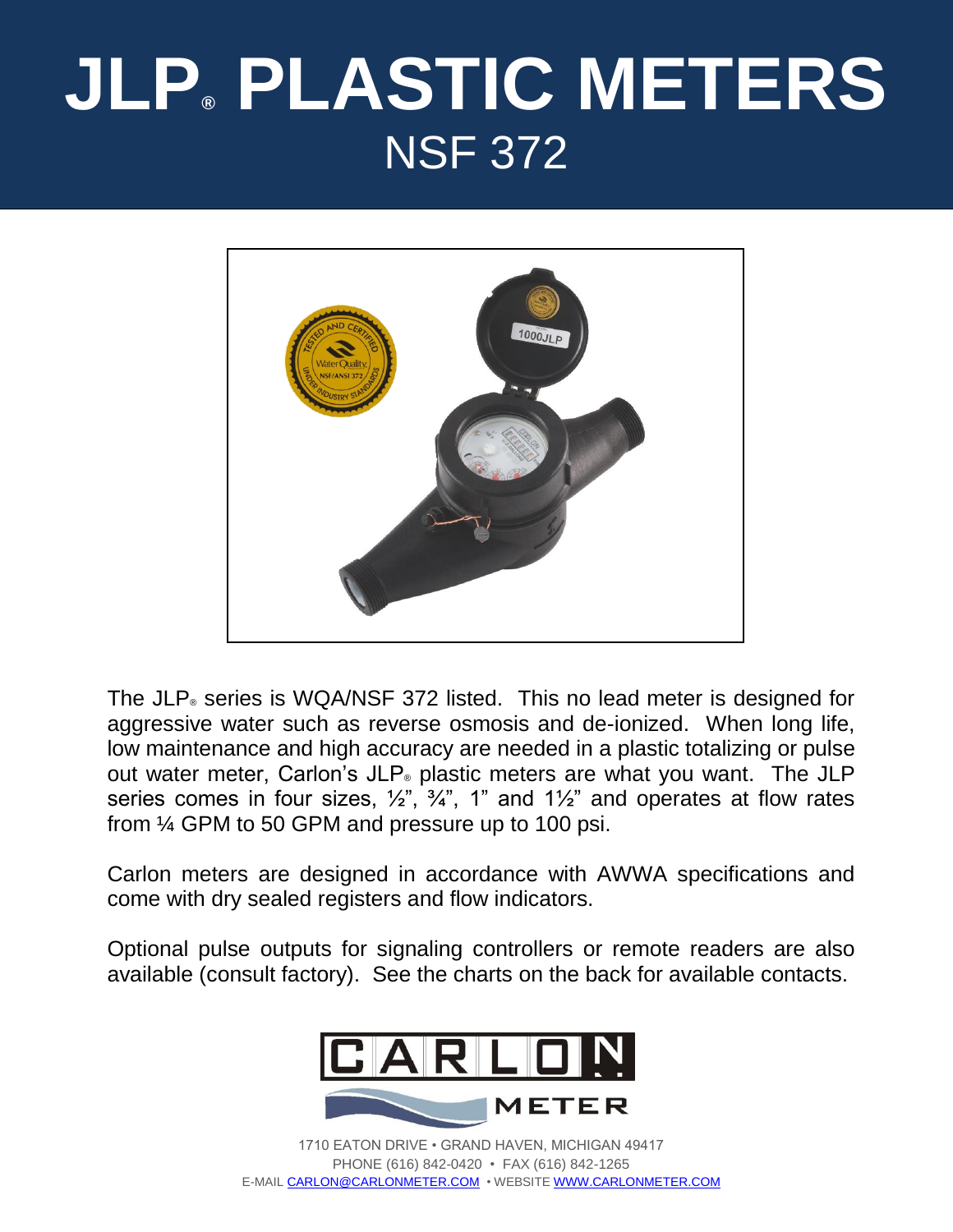# JLP® PLASTIC METERS

## NSF 372

The JLP® series is WQA/NSF 372 listed. This no lead meter is designed for aggressive water such as reverse osmosis and de-ionized. When long life, low maintenance and high accuracy are needed in a plastic totalizing or pulse out water meter, Carlon's JLP® plastic meters are what you want. The JLP series comes in four sizes, ½", ¾", 1" and 1½" and operates at flow rates from ¼ GPM to 50 GPM and pressure up to 100 psi.

Carlon meters are designed in accordance with AWWA specifications and come with dry sealed registers and flow indicators.

Optional pulse outputs for signaling controllers or remote readers are also available (consult factory). See the charts on the back for available contacts.

CARLON METER

1710 EATON DRIVE • GRAND HAVEN, MICHIGAN 49417
PHONE (616) 842-0420 • FAX (616) 842-1265
E-MAIL CARLON@CARLONMETER.COM • WEBSITE WWW.CARLONMETER.COM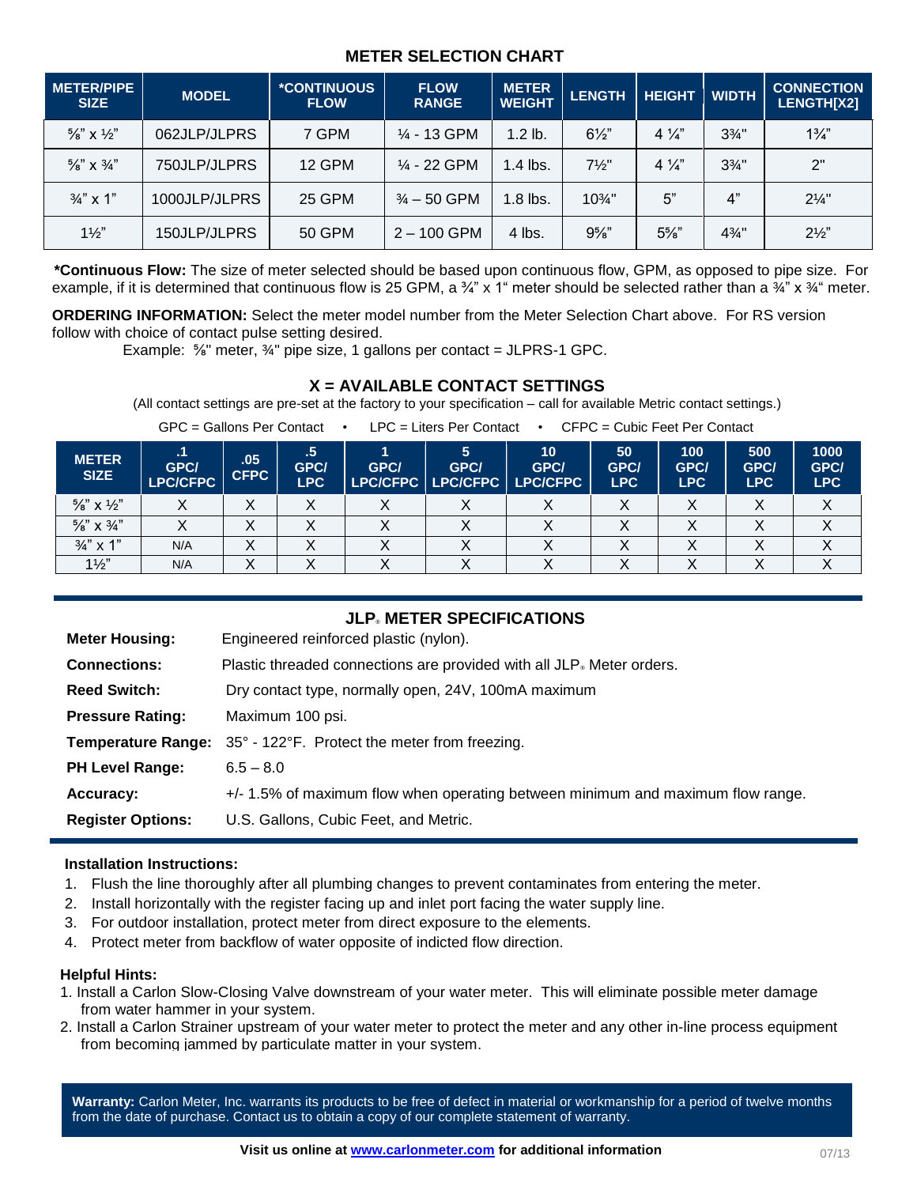## METER SELECTION CHART

| METER/PIPE SIZE | MODEL | *CONTINUOUS FLOW | FLOW RANGE | METER WEIGHT | LENGTH | HEIGHT | WIDTH | CONNECTION LENGTH[X2] |
|---|---|---|---|---|---|---|---|---|
| ⅝" x ½" | 062JLP/JLPRS | 7 GPM | ¼ - 13 GPM | 1.2 lb. | 6½" | 4 ¼" | 3¾" | 1¾" |
| ⅝" x ¾" | 750JLP/JLPRS | 12 GPM | ¼ - 22 GPM | 1.4 lbs. | 7½" | 4 ¼" | 3¾" | 2" |
| ¾" x 1" | 1000JLP/JLPRS | 25 GPM | ¾ – 50 GPM | 1.8 lbs. | 10¾" | 5" | 4" | 2¼" |
| 1½" | 150JLP/JLPRS | 50 GPM | 2 – 100 GPM | 4 lbs. | 9⅝" | 5⅝" | 4¾" | 2½" |

***Continuous Flow:** The size of meter selected should be based upon continuous flow, GPM, as opposed to pipe size. For example, if it is determined that continuous flow is 25 GPM, a ¾" x 1" meter should be selected rather than a ¾" x ¾" meter.

**ORDERING INFORMATION:** Select the meter model number from the Meter Selection Chart above. For RS version follow with choice of contact pulse setting desired.

Example: ⅝" meter, ¾" pipe size, 1 gallons per contact = JLPRS-1 GPC.

### X = AVAILABLE CONTACT SETTINGS

(All contact settings are pre-set at the factory to your specification – call for available Metric contact settings.)

GPC = Gallons Per Contact • LPC = Liters Per Contact • CFPC = Cubic Feet Per Contact

| METER SIZE | .1 GPC/ LPC/CFPC | .05 CFPC | .5 GPC/ LPC | 1 GPC/ LPC/CFPC | 5 GPC/ LPC/CFPC | 10 GPC/ LPC/CFPC | 50 GPC/ LPC | 100 GPC/ LPC | 500 GPC/ LPC | 1000 GPC/ LPC |
|---|---|---|---|---|---|---|---|---|---|---|
| ⅝" x ½" | X | X | X | X | X | X | X | X | X | X |
| ⅝" x ¾" | X | X | X | X | X | X | X | X | X | X |
| ¾" x 1" | N/A | X | X | X | X | X | X | X | X | X |
| 1½" | N/A | X | X | X | X | X | X | X | X | X |

### JLP® METER SPECIFICATIONS

**Meter Housing:** Engineered reinforced plastic (nylon).

**Connections:** Plastic threaded connections are provided with all JLP® Meter orders.

**Reed Switch:** Dry contact type, normally open, 24V, 100mA maximum

**Pressure Rating:** Maximum 100 psi.

**Temperature Range:** 35° - 122°F. Protect the meter from freezing.

**PH Level Range:** 6.5 – 8.0

**Accuracy:** +/- 1.5% of maximum flow when operating between minimum and maximum flow range.

**Register Options:** U.S. Gallons, Cubic Feet, and Metric.

**Installation Instructions:**

1. Flush the line thoroughly after all plumbing changes to prevent contaminates from entering the meter.
2. Install horizontally with the register facing up and inlet port facing the water supply line.
3. For outdoor installation, protect meter from direct exposure to the elements.
4. Protect meter from backflow of water opposite of indicted flow direction.

**Helpful Hints:**

1. Install a Carlon Slow-Closing Valve downstream of your water meter. This will eliminate possible meter damage from water hammer in your system.
2. Install a Carlon Strainer upstream of your water meter to protect the meter and any other in-line process equipment from becoming jammed by particulate matter in your system.

**Warranty:** Carlon Meter, Inc. warrants its products to be free of defect in material or workmanship for a period of twelve months from the date of purchase. Contact us to obtain a copy of our complete statement of warranty.

**Visit us online at www.carlonmeter.com for additional information**

07/13